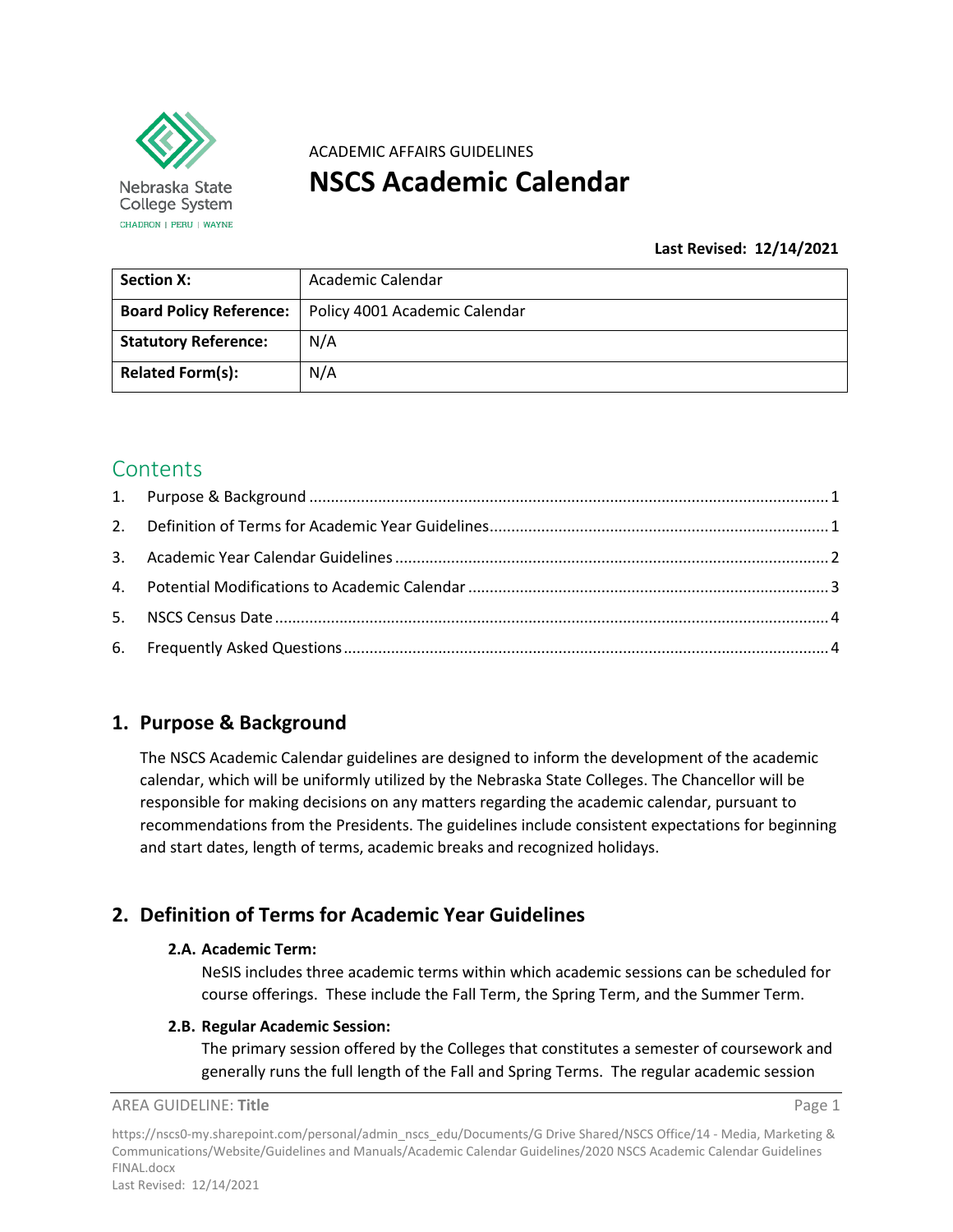ACADEMIC AFFAIRS GUIDELINES

# NSCS Academic Calendar

**Last Revised: 12/14/2021**

| | |
|---|---|
| **Section X:** | Academic Calendar |
| **Board Policy Reference:** | Policy 4001 Academic Calendar |
| **Statutory Reference:** | N/A |
| **Related Form(s):** | N/A |

## Contents

1. Purpose & Background ........ 1
2. Definition of Terms for Academic Year Guidelines ........ 1
3. Academic Year Calendar Guidelines ........ 2
4. Potential Modifications to Academic Calendar ........ 3
5. NSCS Census Date ........ 4
6. Frequently Asked Questions ........ 4

## 1. Purpose & Background

The NSCS Academic Calendar guidelines are designed to inform the development of the academic calendar, which will be uniformly utilized by the Nebraska State Colleges. The Chancellor will be responsible for making decisions on any matters regarding the academic calendar, pursuant to recommendations from the Presidents. The guidelines include consistent expectations for beginning and start dates, length of terms, academic breaks and recognized holidays.

## 2. Definition of Terms for Academic Year Guidelines

### 2.A. Academic Term:

NeSIS includes three academic terms within which academic sessions can be scheduled for course offerings. These include the Fall Term, the Spring Term, and the Summer Term.

### 2.B. Regular Academic Session:

The primary session offered by the Colleges that constitutes a semester of coursework and generally runs the full length of the Fall and Spring Terms. The regular academic session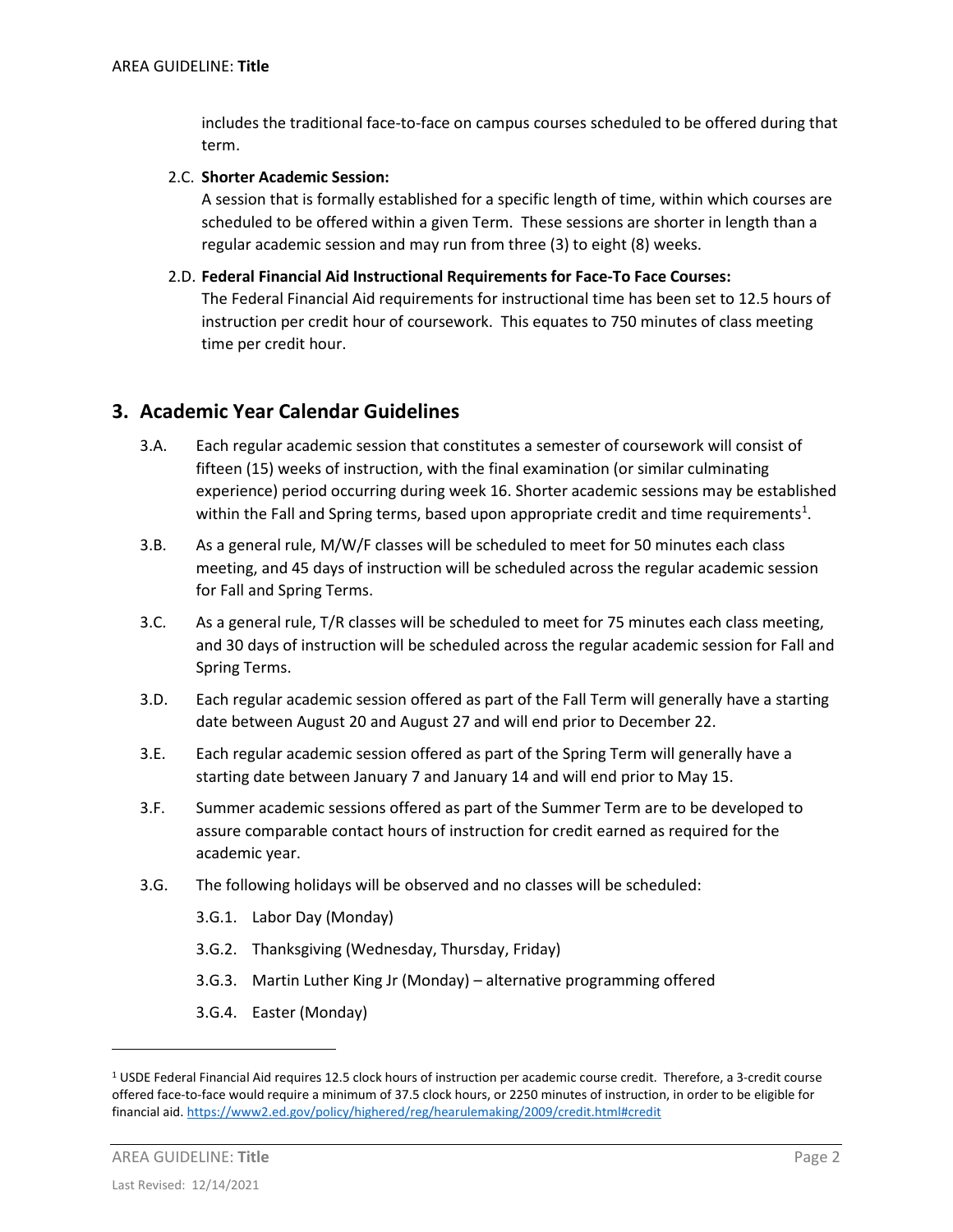includes the traditional face-to-face on campus courses scheduled to be offered during that term.

2.C. **Shorter Academic Session:**
A session that is formally established for a specific length of time, within which courses are scheduled to be offered within a given Term. These sessions are shorter in length than a regular academic session and may run from three (3) to eight (8) weeks.

2.D. **Federal Financial Aid Instructional Requirements for Face-To Face Courses:**
The Federal Financial Aid requirements for instructional time has been set to 12.5 hours of instruction per credit hour of coursework. This equates to 750 minutes of class meeting time per credit hour.

## 3. Academic Year Calendar Guidelines

3.A. Each regular academic session that constitutes a semester of coursework will consist of fifteen (15) weeks of instruction, with the final examination (or similar culminating experience) period occurring during week 16. Shorter academic sessions may be established within the Fall and Spring terms, based upon appropriate credit and time requirements[1].

3.B. As a general rule, M/W/F classes will be scheduled to meet for 50 minutes each class meeting, and 45 days of instruction will be scheduled across the regular academic session for Fall and Spring Terms.

3.C. As a general rule, T/R classes will be scheduled to meet for 75 minutes each class meeting, and 30 days of instruction will be scheduled across the regular academic session for Fall and Spring Terms.

3.D. Each regular academic session offered as part of the Fall Term will generally have a starting date between August 20 and August 27 and will end prior to December 22.

3.E. Each regular academic session offered as part of the Spring Term will generally have a starting date between January 7 and January 14 and will end prior to May 15.

3.F. Summer academic sessions offered as part of the Summer Term are to be developed to assure comparable contact hours of instruction for credit earned as required for the academic year.

3.G. The following holidays will be observed and no classes will be scheduled:

3.G.1. Labor Day (Monday)

3.G.2. Thanksgiving (Wednesday, Thursday, Friday)

3.G.3. Martin Luther King Jr (Monday) – alternative programming offered

3.G.4. Easter (Monday)

---

[1] USDE Federal Financial Aid requires 12.5 clock hours of instruction per academic course credit. Therefore, a 3-credit course offered face-to-face would require a minimum of 37.5 clock hours, or 2250 minutes of instruction, in order to be eligible for financial aid. https://www2.ed.gov/policy/highered/reg/hearulemaking/2009/credit.html#credit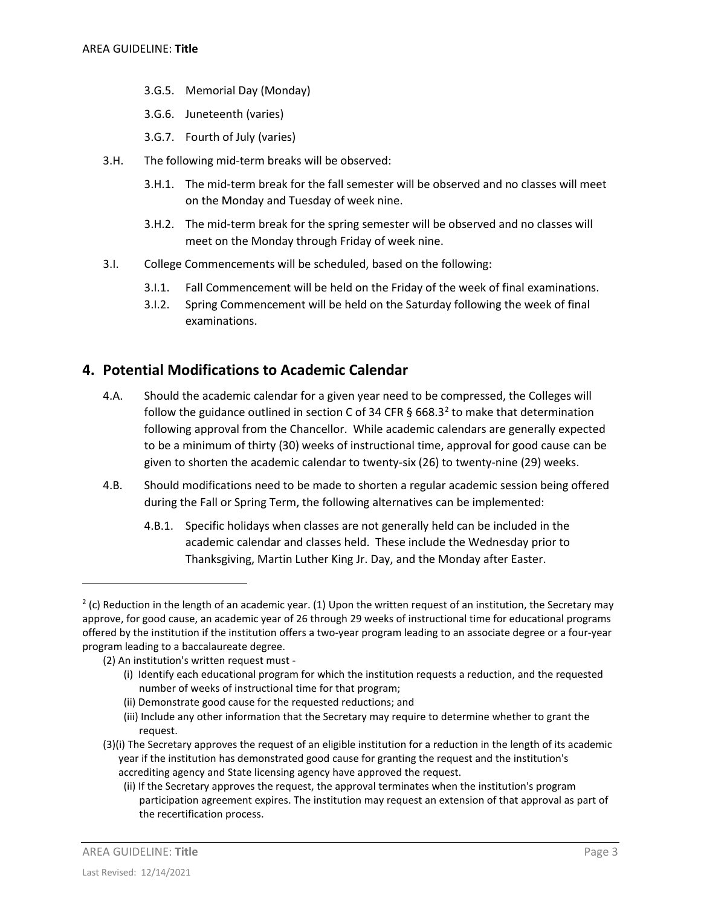3.G.5. Memorial Day (Monday)

3.G.6. Juneteenth (varies)

3.G.7. Fourth of July (varies)

3.H. The following mid-term breaks will be observed:

3.H.1. The mid-term break for the fall semester will be observed and no classes will meet on the Monday and Tuesday of week nine.

3.H.2. The mid-term break for the spring semester will be observed and no classes will meet on the Monday through Friday of week nine.

3.I. College Commencements will be scheduled, based on the following:

3.I.1. Fall Commencement will be held on the Friday of the week of final examinations.

3.I.2. Spring Commencement will be held on the Saturday following the week of final examinations.

## 4. Potential Modifications to Academic Calendar

4.A. Should the academic calendar for a given year need to be compressed, the Colleges will follow the guidance outlined in section C of 34 CFR § 668.3[2] to make that determination following approval from the Chancellor. While academic calendars are generally expected to be a minimum of thirty (30) weeks of instructional time, approval for good cause can be given to shorten the academic calendar to twenty-six (26) to twenty-nine (29) weeks.

4.B. Should modifications need to be made to shorten a regular academic session being offered during the Fall or Spring Term, the following alternatives can be implemented:

4.B.1. Specific holidays when classes are not generally held can be included in the academic calendar and classes held. These include the Wednesday prior to Thanksgiving, Martin Luther King Jr. Day, and the Monday after Easter.

---

[2] (c) Reduction in the length of an academic year. (1) Upon the written request of an institution, the Secretary may approve, for good cause, an academic year of 26 through 29 weeks of instructional time for educational programs offered by the institution if the institution offers a two-year program leading to an associate degree or a four-year program leading to a baccalaureate degree.

(2) An institution's written request must -

(i) Identify each educational program for which the institution requests a reduction, and the requested number of weeks of instructional time for that program;

(ii) Demonstrate good cause for the requested reductions; and

(iii) Include any other information that the Secretary may require to determine whether to grant the request.

(3)(i) The Secretary approves the request of an eligible institution for a reduction in the length of its academic year if the institution has demonstrated good cause for granting the request and the institution's accrediting agency and State licensing agency have approved the request.

(ii) If the Secretary approves the request, the approval terminates when the institution's program participation agreement expires. The institution may request an extension of that approval as part of the recertification process.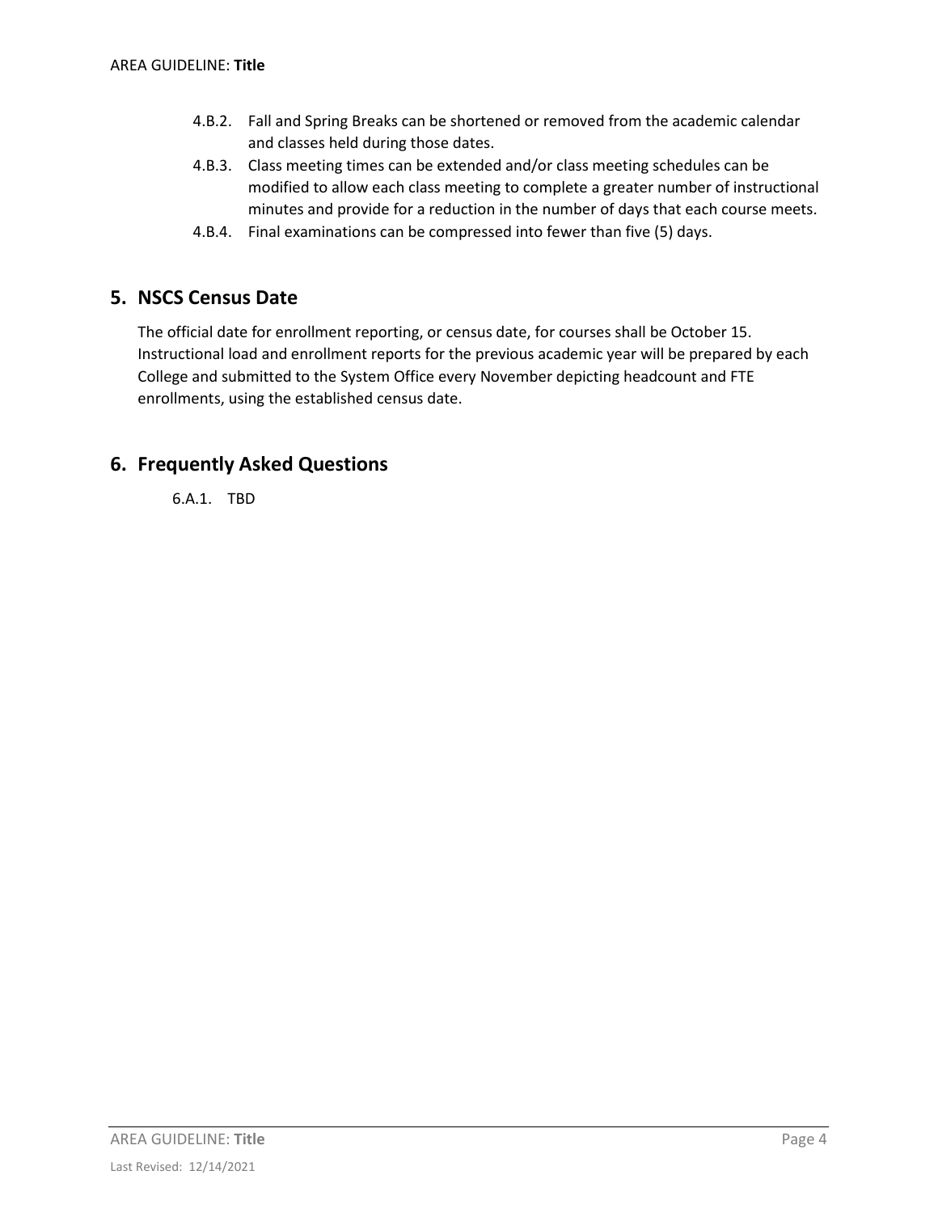4.B.2. Fall and Spring Breaks can be shortened or removed from the academic calendar and classes held during those dates.

4.B.3. Class meeting times can be extended and/or class meeting schedules can be modified to allow each class meeting to complete a greater number of instructional minutes and provide for a reduction in the number of days that each course meets.

4.B.4. Final examinations can be compressed into fewer than five (5) days.

## 5. NSCS Census Date

The official date for enrollment reporting, or census date, for courses shall be October 15. Instructional load and enrollment reports for the previous academic year will be prepared by each College and submitted to the System Office every November depicting headcount and FTE enrollments, using the established census date.

## 6. Frequently Asked Questions

6.A.1. TBD